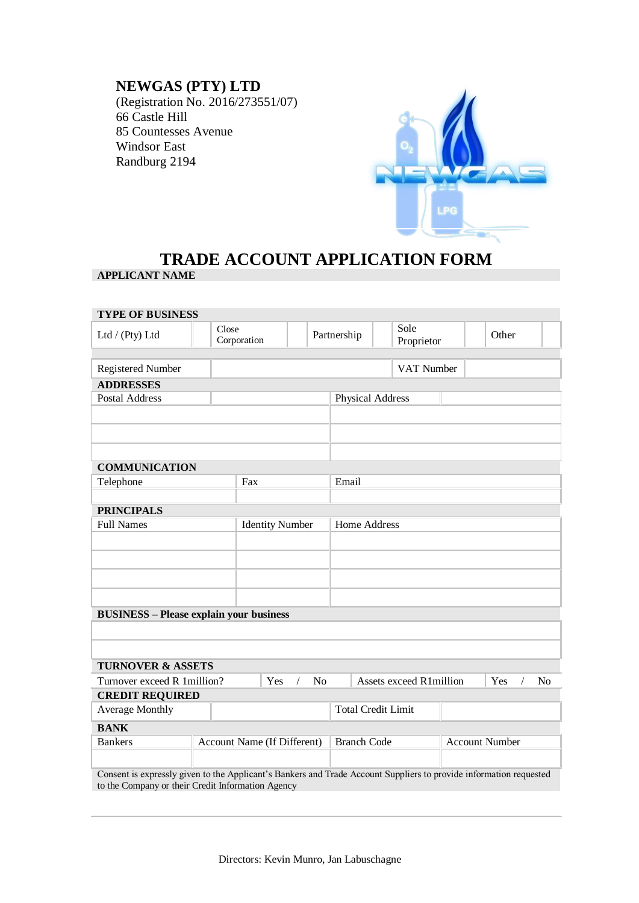**NEWGAS (PTY) LTD**
(Registration No. 2016/273551/07)
66 Castle Hill
85 Countesses Avenue
Windsor East
Randburg 2194

# TRADE ACCOUNT APPLICATION FORM

**APPLICANT NAME**

**TYPE OF BUSINESS**

| Ltd / (Pty) Ltd | | Close Corporation | | Partnership | | Sole Proprietor | | Other | |
|---|---|---|---|---|---|---|---|---|---|

| Registered Number | | VAT Number | |
|---|---|---|---|

**ADDRESSES**

| Postal Address | | Physical Address | |
|---|---|---|---|
| | | | |
| | | | |
| | | | |

**COMMUNICATION**

| Telephone | Fax | Email |
|---|---|---|
| | | |

**PRINCIPALS**

| Full Names | Identity Number | Home Address |
|---|---|---|
| | | |
| | | |
| | | |
| | | |

**BUSINESS – Please explain your business**

| |
|---|
| |
| |

**TURNOVER & ASSETS**

| Turnover exceed R 1million? | Yes / No | Assets exceed R1million | Yes / No |
|---|---|---|---|

**CREDIT REQUIRED**

| Average Monthly | | Total Credit Limit | |
|---|---|---|---|

**BANK**

| Bankers | Account Name (If Different) | Branch Code | Account Number |
|---|---|---|---|
| | | | |

Consent is expressly given to the Applicant's Bankers and Trade Account Suppliers to provide information requested to the Company or their Credit Information Agency

Directors: Kevin Munro, Jan Labuschagne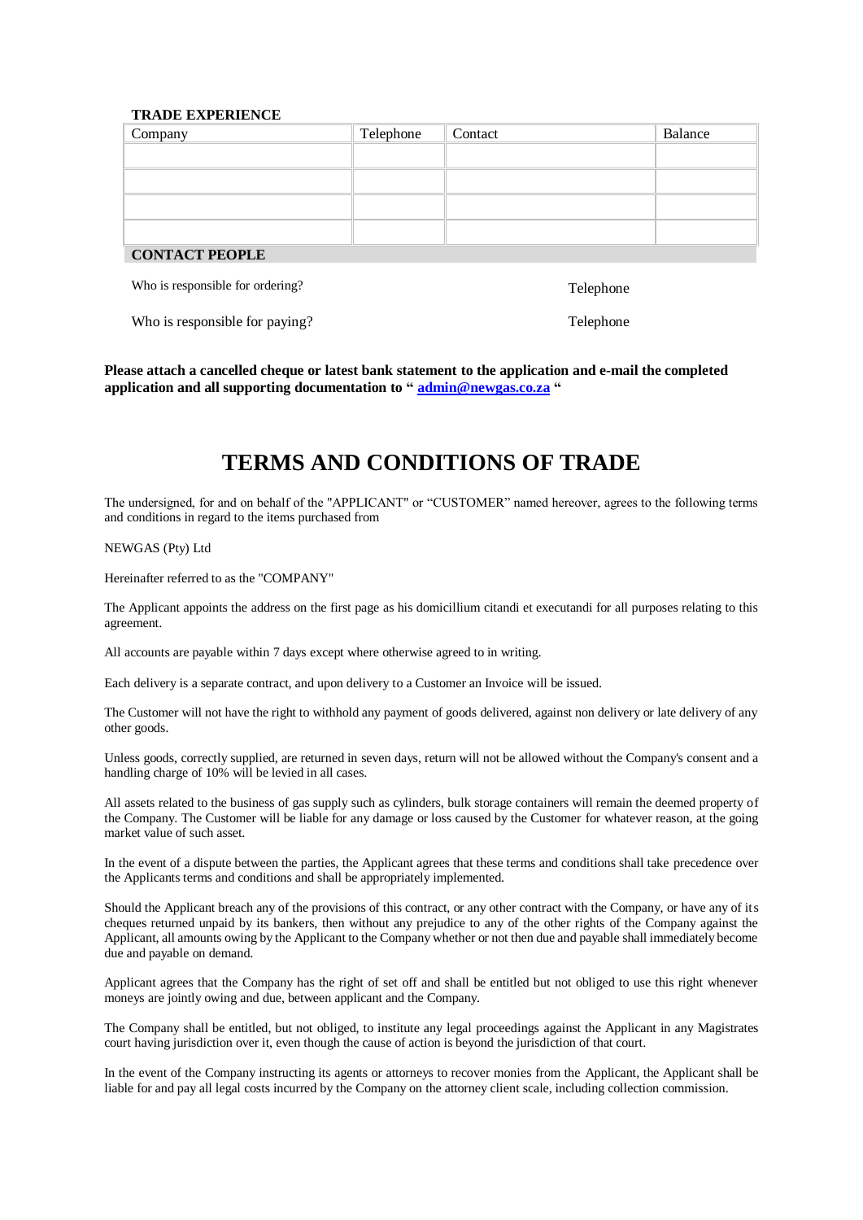**TRADE EXPERIENCE**

| Company | Telephone | Contact | Balance |
|---|---|---|---|
| | | | |
| | | | |
| | | | |
| | | | |

**CONTACT PEOPLE**

Who is responsible for ordering? Telephone

Who is responsible for paying? Telephone

**Please attach a cancelled cheque or latest bank statement to the application and e-mail the completed application and all supporting documentation to " admin@newgas.co.za "**

# TERMS AND CONDITIONS OF TRADE

The undersigned, for and on behalf of the "APPLICANT" or "CUSTOMER" named hereover, agrees to the following terms and conditions in regard to the items purchased from

NEWGAS (Pty) Ltd

Hereinafter referred to as the "COMPANY"

The Applicant appoints the address on the first page as his domicillium citandi et executandi for all purposes relating to this agreement.

All accounts are payable within 7 days except where otherwise agreed to in writing.

Each delivery is a separate contract, and upon delivery to a Customer an Invoice will be issued.

The Customer will not have the right to withhold any payment of goods delivered, against non delivery or late delivery of any other goods.

Unless goods, correctly supplied, are returned in seven days, return will not be allowed without the Company's consent and a handling charge of 10% will be levied in all cases.

All assets related to the business of gas supply such as cylinders, bulk storage containers will remain the deemed property of the Company. The Customer will be liable for any damage or loss caused by the Customer for whatever reason, at the going market value of such asset.

In the event of a dispute between the parties, the Applicant agrees that these terms and conditions shall take precedence over the Applicants terms and conditions and shall be appropriately implemented.

Should the Applicant breach any of the provisions of this contract, or any other contract with the Company, or have any of its cheques returned unpaid by its bankers, then without any prejudice to any of the other rights of the Company against the Applicant, all amounts owing by the Applicant to the Company whether or not then due and payable shall immediately become due and payable on demand.

Applicant agrees that the Company has the right of set off and shall be entitled but not obliged to use this right whenever moneys are jointly owing and due, between applicant and the Company.

The Company shall be entitled, but not obliged, to institute any legal proceedings against the Applicant in any Magistrates court having jurisdiction over it, even though the cause of action is beyond the jurisdiction of that court.

In the event of the Company instructing its agents or attorneys to recover monies from the Applicant, the Applicant shall be liable for and pay all legal costs incurred by the Company on the attorney client scale, including collection commission.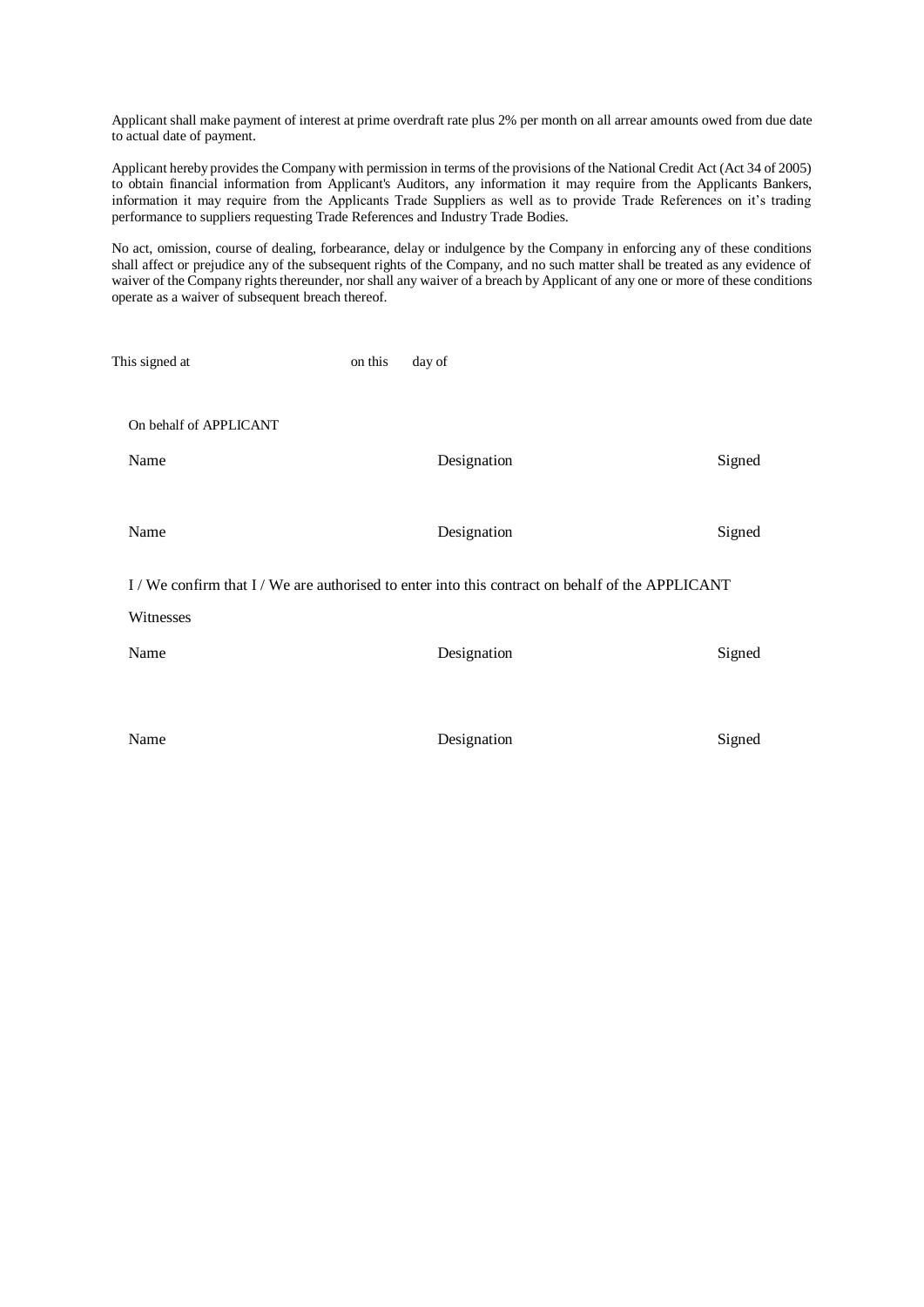Applicant shall make payment of interest at prime overdraft rate plus 2% per month on all arrear amounts owed from due date to actual date of payment.

Applicant hereby provides the Company with permission in terms of the provisions of the National Credit Act (Act 34 of 2005) to obtain financial information from Applicant's Auditors, any information it may require from the Applicants Bankers, information it may require from the Applicants Trade Suppliers as well as to provide Trade References on it's trading performance to suppliers requesting Trade References and Industry Trade Bodies.

No act, omission, course of dealing, forbearance, delay or indulgence by the Company in enforcing any of these conditions shall affect or prejudice any of the subsequent rights of the Company, and no such matter shall be treated as any evidence of waiver of the Company rights thereunder, nor shall any waiver of a breach by Applicant of any one or more of these conditions operate as a waiver of subsequent breach thereof.

This signed at on this day of

On behalf of APPLICANT

| Name | Designation | Signed |
|---|---|---|
| Name | Designation | Signed |

I / We confirm that I / We are authorised to enter into this contract on behalf of the APPLICANT

Witnesses

| Name | Designation | Signed |
|---|---|---|
| Name | Designation | Signed |